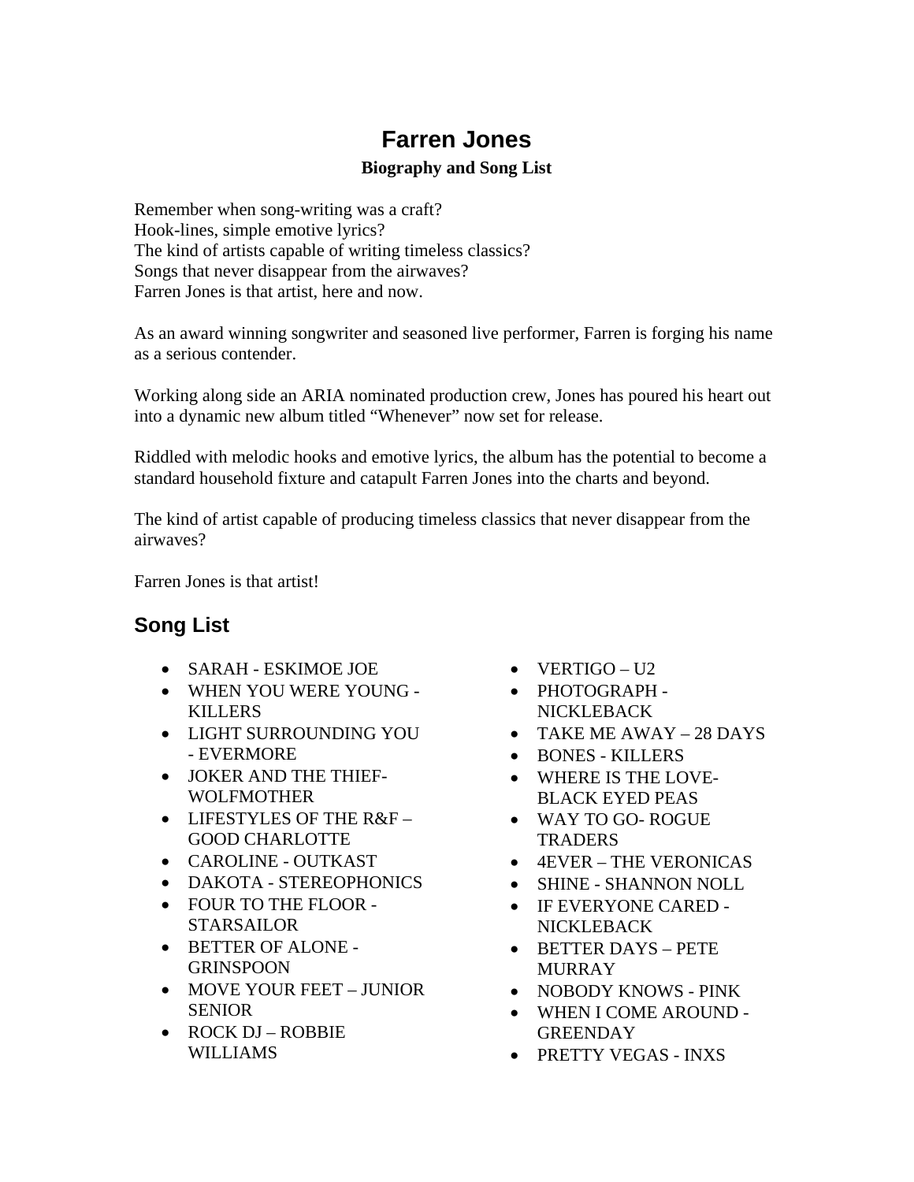# Farren Jones

**Biography and Song List**

Remember when song-writing was a craft?
Hook-lines, simple emotive lyrics?
The kind of artists capable of writing timeless classics?
Songs that never disappear from the airwaves?
Farren Jones is that artist, here and now.

As an award winning songwriter and seasoned live performer, Farren is forging his name as a serious contender.

Working along side an ARIA nominated production crew, Jones has poured his heart out into a dynamic new album titled "Whenever" now set for release.

Riddled with melodic hooks and emotive lyrics, the album has the potential to become a standard household fixture and catapult Farren Jones into the charts and beyond.

The kind of artist capable of producing timeless classics that never disappear from the airwaves?

Farren Jones is that artist!

## Song List

- SARAH - ESKIMOE JOE
- WHEN YOU WERE YOUNG - KILLERS
- LIGHT SURROUNDING YOU - EVERMORE
- JOKER AND THE THIEF- WOLFMOTHER
- LIFESTYLES OF THE R&F – GOOD CHARLOTTE
- CAROLINE - OUTKAST
- DAKOTA - STEREOPHONICS
- FOUR TO THE FLOOR - STARSAILOR
- BETTER OF ALONE - GRINSPOON
- MOVE YOUR FEET – JUNIOR SENIOR
- ROCK DJ – ROBBIE WILLIAMS
- VERTIGO – U2
- PHOTOGRAPH - NICKLEBACK
- TAKE ME AWAY – 28 DAYS
- BONES - KILLERS
- WHERE IS THE LOVE- BLACK EYED PEAS
- WAY TO GO- ROGUE TRADERS
- 4EVER – THE VERONICAS
- SHINE - SHANNON NOLL
- IF EVERYONE CARED - NICKLEBACK
- BETTER DAYS – PETE MURRAY
- NOBODY KNOWS - PINK
- WHEN I COME AROUND - GREENDAY
- PRETTY VEGAS - INXS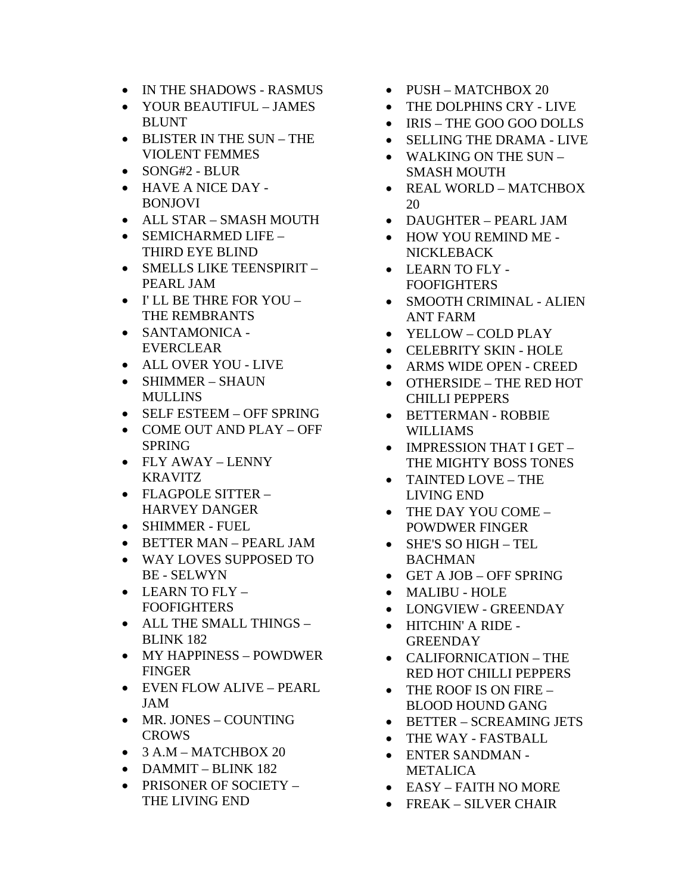- IN THE SHADOWS - RASMUS
- YOUR BEAUTIFUL – JAMES BLUNT
- BLISTER IN THE SUN – THE VIOLENT FEMMES
- SONG#2 - BLUR
- HAVE A NICE DAY - BONJOVI
- ALL STAR – SMASH MOUTH
- SEMICHARMED LIFE – THIRD EYE BLIND
- SMELLS LIKE TEENSPIRIT – PEARL JAM
- I' LL BE THRE FOR YOU – THE REMBRANTS
- SANTAMONICA - EVERCLEAR
- ALL OVER YOU - LIVE
- SHIMMER – SHAUN MULLINS
- SELF ESTEEM – OFF SPRING
- COME OUT AND PLAY – OFF SPRING
- FLY AWAY – LENNY KRAVITZ
- FLAGPOLE SITTER – HARVEY DANGER
- SHIMMER - FUEL
- BETTER MAN – PEARL JAM
- WAY LOVES SUPPOSED TO BE - SELWYN
- LEARN TO FLY – FOOFIGHTERS
- ALL THE SMALL THINGS – BLINK 182
- MY HAPPINESS – POWDWER FINGER
- EVEN FLOW ALIVE – PEARL JAM
- MR. JONES – COUNTING CROWS
- 3 A.M – MATCHBOX 20
- DAMMIT – BLINK 182
- PRISONER OF SOCIETY – THE LIVING END
- PUSH – MATCHBOX 20
- THE DOLPHINS CRY - LIVE
- IRIS – THE GOO GOO DOLLS
- SELLING THE DRAMA - LIVE
- WALKING ON THE SUN – SMASH MOUTH
- REAL WORLD – MATCHBOX 20
- DAUGHTER – PEARL JAM
- HOW YOU REMIND ME - NICKLEBACK
- LEARN TO FLY - FOOFIGHTERS
- SMOOTH CRIMINAL - ALIEN ANT FARM
- YELLOW – COLD PLAY
- CELEBRITY SKIN - HOLE
- ARMS WIDE OPEN - CREED
- OTHERSIDE – THE RED HOT CHILLI PEPPERS
- BETTERMAN - ROBBIE WILLIAMS
- IMPRESSION THAT I GET – THE MIGHTY BOSS TONES
- TAINTED LOVE – THE LIVING END
- THE DAY YOU COME – POWDWER FINGER
- SHE'S SO HIGH – TEL BACHMAN
- GET A JOB – OFF SPRING
- MALIBU - HOLE
- LONGVIEW - GREENDAY
- HITCHIN' A RIDE - GREENDAY
- CALIFORNICATION – THE RED HOT CHILLI PEPPERS
- THE ROOF IS ON FIRE – BLOOD HOUND GANG
- BETTER – SCREAMING JETS
- THE WAY - FASTBALL
- ENTER SANDMAN - METALICA
- EASY – FAITH NO MORE
- FREAK – SILVER CHAIR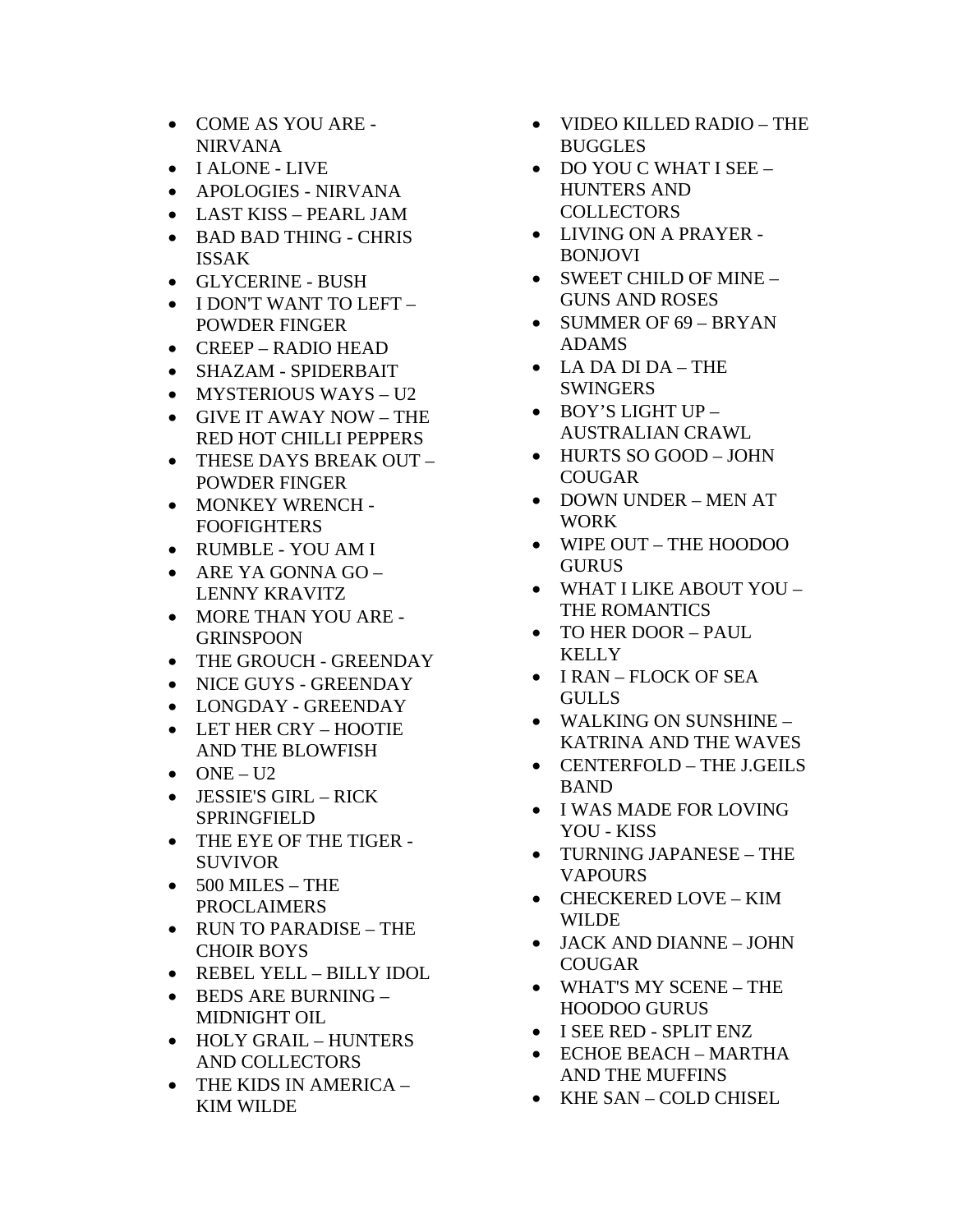- COME AS YOU ARE - NIRVANA
- I ALONE - LIVE
- APOLOGIES - NIRVANA
- LAST KISS – PEARL JAM
- BAD BAD THING - CHRIS ISSAK
- GLYCERINE - BUSH
- I DON'T WANT TO LEFT – POWDER FINGER
- CREEP – RADIO HEAD
- SHAZAM - SPIDERBAIT
- MYSTERIOUS WAYS – U2
- GIVE IT AWAY NOW – THE RED HOT CHILLI PEPPERS
- THESE DAYS BREAK OUT – POWDER FINGER
- MONKEY WRENCH - FOOFIGHTERS
- RUMBLE - YOU AM I
- ARE YA GONNA GO – LENNY KRAVITZ
- MORE THAN YOU ARE - GRINSPOON
- THE GROUCH - GREENDAY
- NICE GUYS - GREENDAY
- LONGDAY - GREENDAY
- LET HER CRY – HOOTIE AND THE BLOWFISH
- ONE – U2
- JESSIE'S GIRL – RICK SPRINGFIELD
- THE EYE OF THE TIGER - SUVIVOR
- 500 MILES – THE PROCLAIMERS
- RUN TO PARADISE – THE CHOIR BOYS
- REBEL YELL – BILLY IDOL
- BEDS ARE BURNING – MIDNIGHT OIL
- HOLY GRAIL – HUNTERS AND COLLECTORS
- THE KIDS IN AMERICA – KIM WILDE
- VIDEO KILLED RADIO – THE BUGGLES
- DO YOU C WHAT I SEE – HUNTERS AND COLLECTORS
- LIVING ON A PRAYER - BONJOVI
- SWEET CHILD OF MINE – GUNS AND ROSES
- SUMMER OF 69 – BRYAN ADAMS
- LA DA DI DA – THE SWINGERS
- BOY'S LIGHT UP – AUSTRALIAN CRAWL
- HURTS SO GOOD – JOHN COUGAR
- DOWN UNDER – MEN AT WORK
- WIPE OUT – THE HOODOO GURUS
- WHAT I LIKE ABOUT YOU – THE ROMANTICS
- TO HER DOOR – PAUL KELLY
- I RAN – FLOCK OF SEA GULLS
- WALKING ON SUNSHINE – KATRINA AND THE WAVES
- CENTERFOLD – THE J.GEILS BAND
- I WAS MADE FOR LOVING YOU - KISS
- TURNING JAPANESE – THE VAPOURS
- CHECKERED LOVE – KIM WILDE
- JACK AND DIANNE – JOHN COUGAR
- WHAT'S MY SCENE – THE HOODOO GURUS
- I SEE RED - SPLIT ENZ
- ECHOE BEACH – MARTHA AND THE MUFFINS
- KHE SAN – COLD CHISEL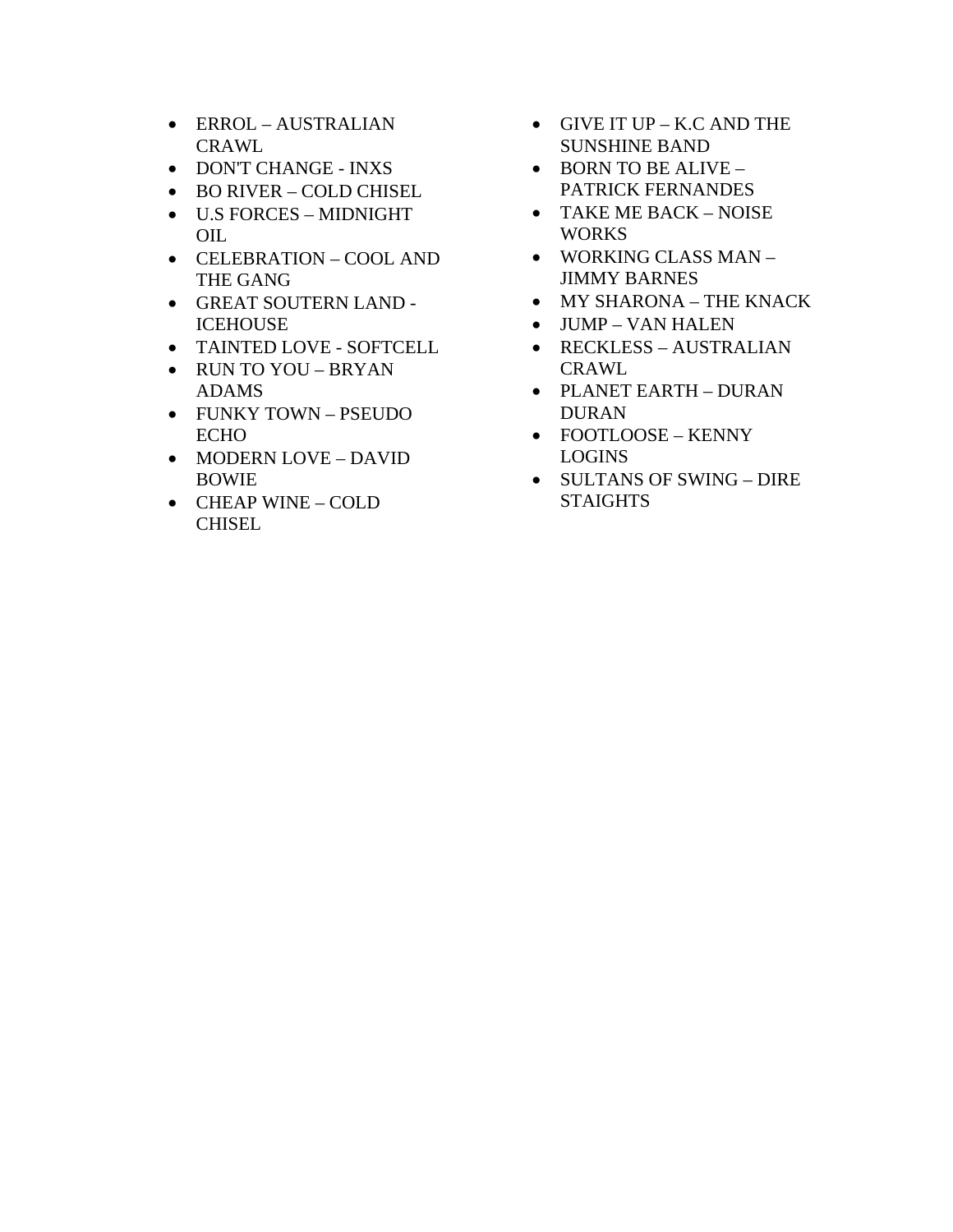- ERROL – AUSTRALIAN CRAWL
- DON'T CHANGE - INXS
- BO RIVER – COLD CHISEL
- U.S FORCES – MIDNIGHT OIL
- CELEBRATION – COOL AND THE GANG
- GREAT SOUTERN LAND - ICEHOUSE
- TAINTED LOVE - SOFTCELL
- RUN TO YOU – BRYAN ADAMS
- FUNKY TOWN – PSEUDO ECHO
- MODERN LOVE – DAVID BOWIE
- CHEAP WINE – COLD CHISEL
- GIVE IT UP – K.C AND THE SUNSHINE BAND
- BORN TO BE ALIVE – PATRICK FERNANDES
- TAKE ME BACK – NOISE WORKS
- WORKING CLASS MAN – JIMMY BARNES
- MY SHARONA – THE KNACK
- JUMP – VAN HALEN
- RECKLESS – AUSTRALIAN CRAWL
- PLANET EARTH – DURAN DURAN
- FOOTLOOSE – KENNY LOGINS
- SULTANS OF SWING – DIRE STAIGHTS